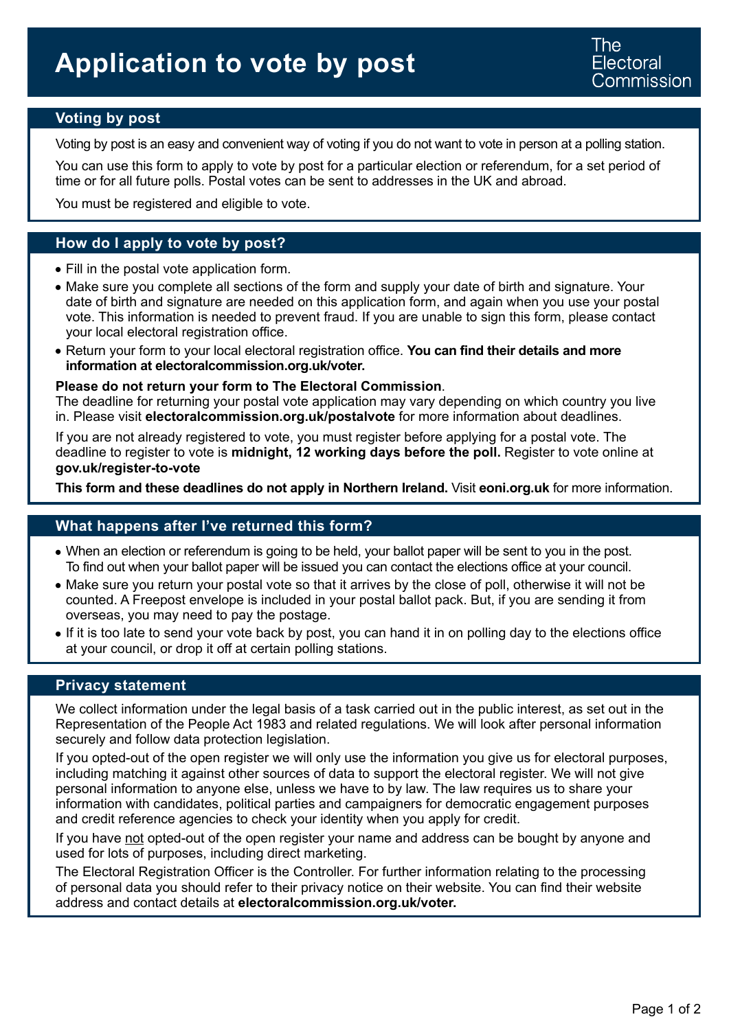# Application to vote by post

The Electoral Commission

## Voting by post

Voting by post is an easy and convenient way of voting if you do not want to vote in person at a polling station.

You can use this form to apply to vote by post for a particular election or referendum, for a set period of time or for all future polls. Postal votes can be sent to addresses in the UK and abroad.

You must be registered and eligible to vote.

## How do I apply to vote by post?

- Fill in the postal vote application form.
- Make sure you complete all sections of the form and supply your date of birth and signature. Your date of birth and signature are needed on this application form, and again when you use your postal vote. This information is needed to prevent fraud. If you are unable to sign this form, please contact your local electoral registration office.
- Return your form to your local electoral registration office. **You can find their details and more information at electoralcommission.org.uk/voter.**

**Please do not return your form to The Electoral Commission**.
The deadline for returning your postal vote application may vary depending on which country you live in. Please visit **electoralcommission.org.uk/postalvote** for more information about deadlines.

If you are not already registered to vote, you must register before applying for a postal vote. The deadline to register to vote is **midnight, 12 working days before the poll.** Register to vote online at **gov.uk/register-to-vote**

**This form and these deadlines do not apply in Northern Ireland.** Visit **eoni.org.uk** for more information.

## What happens after I've returned this form?

- When an election or referendum is going to be held, your ballot paper will be sent to you in the post. To find out when your ballot paper will be issued you can contact the elections office at your council.
- Make sure you return your postal vote so that it arrives by the close of poll, otherwise it will not be counted. A Freepost envelope is included in your postal ballot pack. But, if you are sending it from overseas, you may need to pay the postage.
- If it is too late to send your vote back by post, you can hand it in on polling day to the elections office at your council, or drop it off at certain polling stations.

## Privacy statement

We collect information under the legal basis of a task carried out in the public interest, as set out in the Representation of the People Act 1983 and related regulations. We will look after personal information securely and follow data protection legislation.

If you opted-out of the open register we will only use the information you give us for electoral purposes, including matching it against other sources of data to support the electoral register. We will not give personal information to anyone else, unless we have to by law. The law requires us to share your information with candidates, political parties and campaigners for democratic engagement purposes and credit reference agencies to check your identity when you apply for credit.

If you have not opted-out of the open register your name and address can be bought by anyone and used for lots of purposes, including direct marketing.

The Electoral Registration Officer is the Controller. For further information relating to the processing of personal data you should refer to their privacy notice on their website. You can find their website address and contact details at **electoralcommission.org.uk/voter.**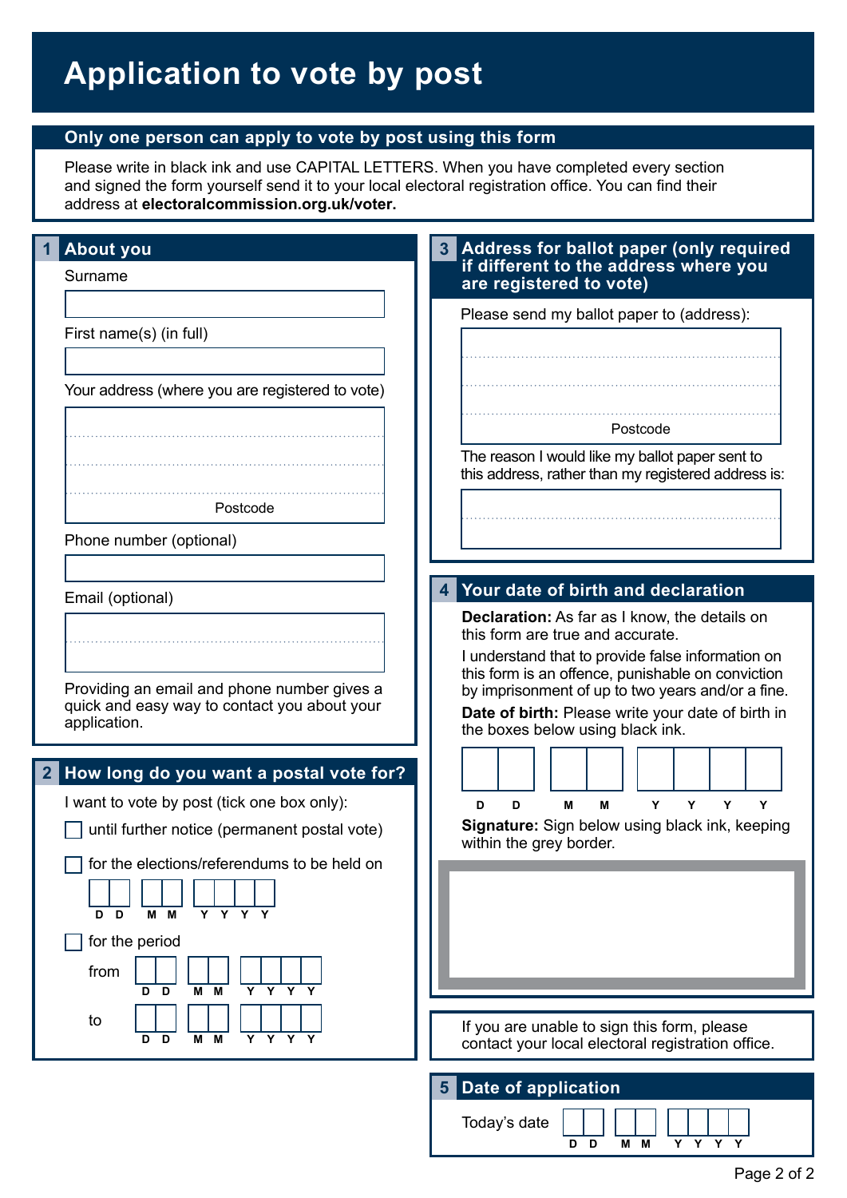# Application to vote by post

## Only one person can apply to vote by post using this form

Please write in black ink and use CAPITAL LETTERS. When you have completed every section and signed the form yourself send it to your local electoral registration office. You can find their address at **electoralcommission.org.uk/voter.**

## 1 About you

Surname

First name(s) (in full)

Your address (where you are registered to vote)

Postcode

Phone number (optional)

Email (optional)

Providing an email and phone number gives a quick and easy way to contact you about your application.

## 2 How long do you want a postal vote for?

I want to vote by post (tick one box only):

- ☐ until further notice (permanent postal vote)
- ☐ for the elections/referendums to be held on

  D D M M Y Y Y Y

- ☐ for the period

  from D D M M Y Y Y Y

  to D D M M Y Y Y Y

## 3 Address for ballot paper (only required if different to the address where you are registered to vote)

Please send my ballot paper to (address):

Postcode

The reason I would like my ballot paper sent to this address, rather than my registered address is:

## 4 Your date of birth and declaration

**Declaration:** As far as I know, the details on this form are true and accurate.

I understand that to provide false information on this form is an offence, punishable on conviction by imprisonment of up to two years and/or a fine.

**Date of birth:** Please write your date of birth in the boxes below using black ink.

D D M M Y Y Y Y

**Signature:** Sign below using black ink, keeping within the grey border.

If you are unable to sign this form, please contact your local electoral registration office.

## 5 Date of application

Today's date D D M M Y Y Y Y